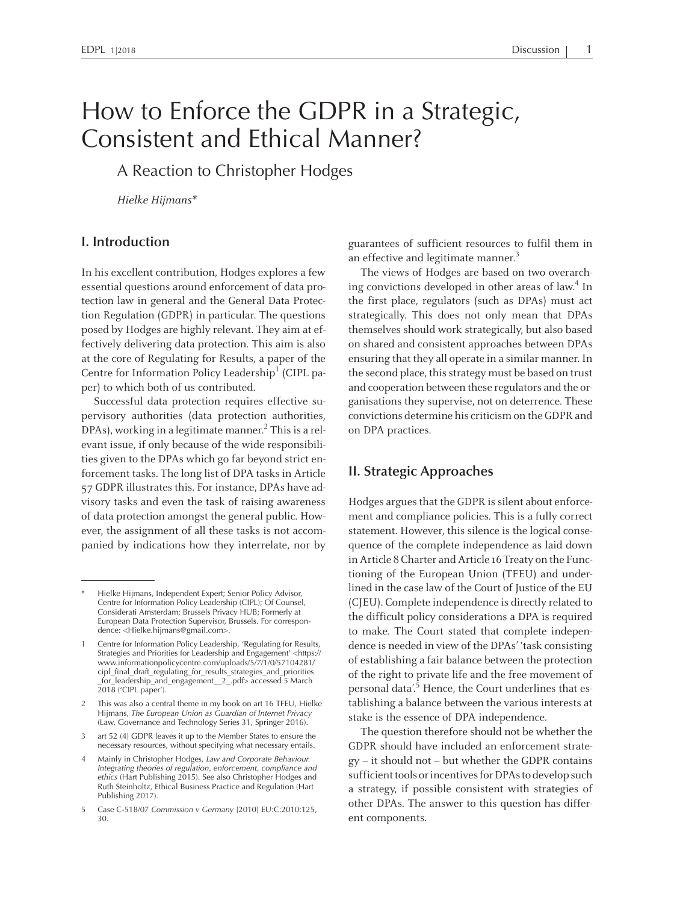# How to Enforce the GDPR in a Strategic, Consistent and Ethical Manner?

## A Reaction to Christopher Hodges

*Hielke Hijmans**

## I. Introduction

In his excellent contribution, Hodges explores a few essential questions around enforcement of data protection law in general and the General Data Protection Regulation (GDPR) in particular. The questions posed by Hodges are highly relevant. They aim at effectively delivering data protection. This aim is also at the core of Regulating for Results, a paper of the Centre for Information Policy Leadership[1] (CIPL paper) to which both of us contributed.

Successful data protection requires effective supervisory authorities (data protection authorities, DPAs), working in a legitimate manner.[2] This is a relevant issue, if only because of the wide responsibilities given to the DPAs which go far beyond strict enforcement tasks. The long list of DPA tasks in Article 57 GDPR illustrates this. For instance, DPAs have advisory tasks and even the task of raising awareness of data protection amongst the general public. However, the assignment of all these tasks is not accompanied by indications how they interrelate, nor by guarantees of sufficient resources to fulfil them in an effective and legitimate manner.[3]

The views of Hodges are based on two overarching convictions developed in other areas of law.[4] In the first place, regulators (such as DPAs) must act strategically. This does not only mean that DPAs themselves should work strategically, but also based on shared and consistent approaches between DPAs ensuring that they all operate in a similar manner. In the second place, this strategy must be based on trust and cooperation between these regulators and the organisations they supervise, not on deterrence. These convictions determine his criticism on the GDPR and on DPA practices.

## II. Strategic Approaches

Hodges argues that the GDPR is silent about enforcement and compliance policies. This is a fully correct statement. However, this silence is the logical consequence of the complete independence as laid down in Article 8 Charter and Article 16 Treaty on the Functioning of the European Union (TFEU) and underlined in the case law of the Court of Justice of the EU (CJEU). Complete independence is directly related to the difficult policy considerations a DPA is required to make. The Court stated that complete independence is needed in view of the DPAs' 'task consisting of establishing a fair balance between the protection of the right to private life and the free movement of personal data'.[5] Hence, the Court underlines that establishing a balance between the various interests at stake is the essence of DPA independence.

The question therefore should not be whether the GDPR should have included an enforcement strategy – it should not – but whether the GDPR contains sufficient tools or incentives for DPAs to develop such a strategy, if possible consistent with strategies of other DPAs. The answer to this question has different components.

---

\* Hielke Hijmans, Independent Expert; Senior Policy Advisor, Centre for Information Policy Leadership (CIPL); Of Counsel, Considerati Amsterdam; Brussels Privacy HUB; Formerly at European Data Protection Supervisor, Brussels. For correspondence: <Hielke.hijmans@gmail.com>.

1 Centre for Information Policy Leadership, 'Regulating for Results, Strategies and Priorities for Leadership and Engagement' <https://www.informationpolicycentre.com/uploads/5/7/1/0/57104281/cipl_final_draft_regulating_for_results_strategies_and_priorities_for_leadership_and_engagement__2_.pdf> accessed 5 March 2018 ('CIPL paper').

2 This was also a central theme in my book on art 16 TFEU, Hielke Hijmans, *The European Union as Guardian of Internet Privacy* (Law, Governance and Technology Series 31, Springer 2016).

3 art 52 (4) GDPR leaves it up to the Member States to ensure the necessary resources, without specifying what necessary entails.

4 Mainly in Christopher Hodges, *Law and Corporate Behaviour. Integrating theories of regulation, enforcement, compliance and ethics* (Hart Publishing 2015). See also Christopher Hodges and Ruth Steinholtz, Ethical Business Practice and Regulation (Hart Publishing 2017).

5 Case C-518/07 *Commission v Germany* [2010] EU:C:2010:125, 30.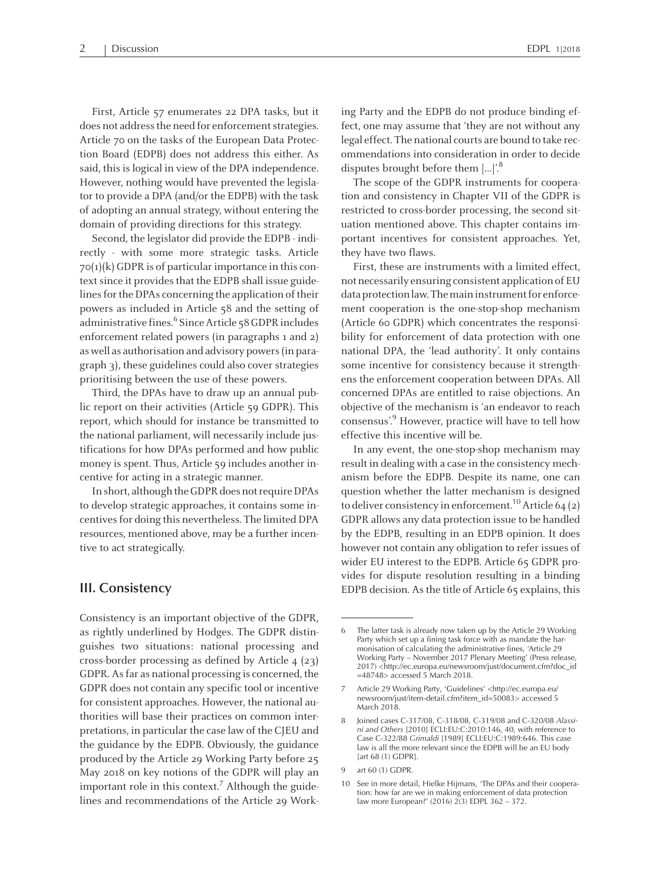First, Article 57 enumerates 22 DPA tasks, but it does not address the need for enforcement strategies. Article 70 on the tasks of the European Data Protection Board (EDPB) does not address this either. As said, this is logical in view of the DPA independence. However, nothing would have prevented the legislator to provide a DPA (and/or the EDPB) with the task of adopting an annual strategy, without entering the domain of providing directions for this strategy.

Second, the legislator did provide the EDPB - indirectly - with some more strategic tasks. Article 70(1)(k) GDPR is of particular importance in this context since it provides that the EDPB shall issue guidelines for the DPAs concerning the application of their powers as included in Article 58 and the setting of administrative fines.[6] Since Article 58 GDPR includes enforcement related powers (in paragraphs 1 and 2) as well as authorisation and advisory powers (in paragraph 3), these guidelines could also cover strategies prioritising between the use of these powers.

Third, the DPAs have to draw up an annual public report on their activities (Article 59 GDPR). This report, which should for instance be transmitted to the national parliament, will necessarily include justifications for how DPAs performed and how public money is spent. Thus, Article 59 includes another incentive for acting in a strategic manner.

In short, although the GDPR does not require DPAs to develop strategic approaches, it contains some incentives for doing this nevertheless. The limited DPA resources, mentioned above, may be a further incentive to act strategically.

## III. Consistency

Consistency is an important objective of the GDPR, as rightly underlined by Hodges. The GDPR distinguishes two situations: national processing and cross-border processing as defined by Article 4 (23) GDPR. As far as national processing is concerned, the GDPR does not contain any specific tool or incentive for consistent approaches. However, the national authorities will base their practices on common interpretations, in particular the case law of the CJEU and the guidance by the EDPB. Obviously, the guidance produced by the Article 29 Working Party before 25 May 2018 on key notions of the GDPR will play an important role in this context.[7] Although the guidelines and recommendations of the Article 29 Working Party and the EDPB do not produce binding effect, one may assume that 'they are not without any legal effect. The national courts are bound to take recommendations into consideration in order to decide disputes brought before them [...]'.[8]

The scope of the GDPR instruments for cooperation and consistency in Chapter VII of the GDPR is restricted to cross-border processing, the second situation mentioned above. This chapter contains important incentives for consistent approaches. Yet, they have two flaws.

First, these are instruments with a limited effect, not necessarily ensuring consistent application of EU data protection law. The main instrument for enforcement cooperation is the one-stop-shop mechanism (Article 60 GDPR) which concentrates the responsibility for enforcement of data protection with one national DPA, the 'lead authority'. It only contains some incentive for consistency because it strengthens the enforcement cooperation between DPAs. All concerned DPAs are entitled to raise objections. An objective of the mechanism is 'an endeavor to reach consensus'.[9] However, practice will have to tell how effective this incentive will be.

In any event, the one-stop-shop mechanism may result in dealing with a case in the consistency mechanism before the EDPB. Despite its name, one can question whether the latter mechanism is designed to deliver consistency in enforcement.[10] Article 64 (2) GDPR allows any data protection issue to be handled by the EDPB, resulting in an EDPB opinion. It does however not contain any obligation to refer issues of wider EU interest to the EDPB. Article 65 GDPR provides for dispute resolution resulting in a binding EDPB decision. As the title of Article 65 explains, this

---

6 The latter task is already now taken up by the Article 29 Working Party which set up a fining task force with as mandate the harmonisation of calculating the administrative fines, 'Article 29 Working Party – November 2017 Plenary Meeting' (Press release, 2017) <http://ec.europa.eu/newsroom/just/document.cfm?doc_id=48748> accessed 5 March 2018.

7 Article 29 Working Party, 'Guidelines' <http://ec.europa.eu/newsroom/just/item-detail.cfm?item_id=50083> accessed 5 March 2018.

8 Joined cases C-317/08, C-318/08, C-319/08 and C-320/08 *Alassini and Others* [2010] ECLI:EU:C:2010:146, 40, with reference to Case C-322/88 *Grimaldi* [1989] ECLI:EU:C:1989:646. This case law is all the more relevant since the EDPB will be an EU body [art 68 (1) GDPR].

9 art 60 (1) GDPR.

10 See in more detail, Hielke Hijmans, 'The DPAs and their cooperation: how far are we in making enforcement of data protection law more European?' (2016) 2(3) EDPL 362 – 372.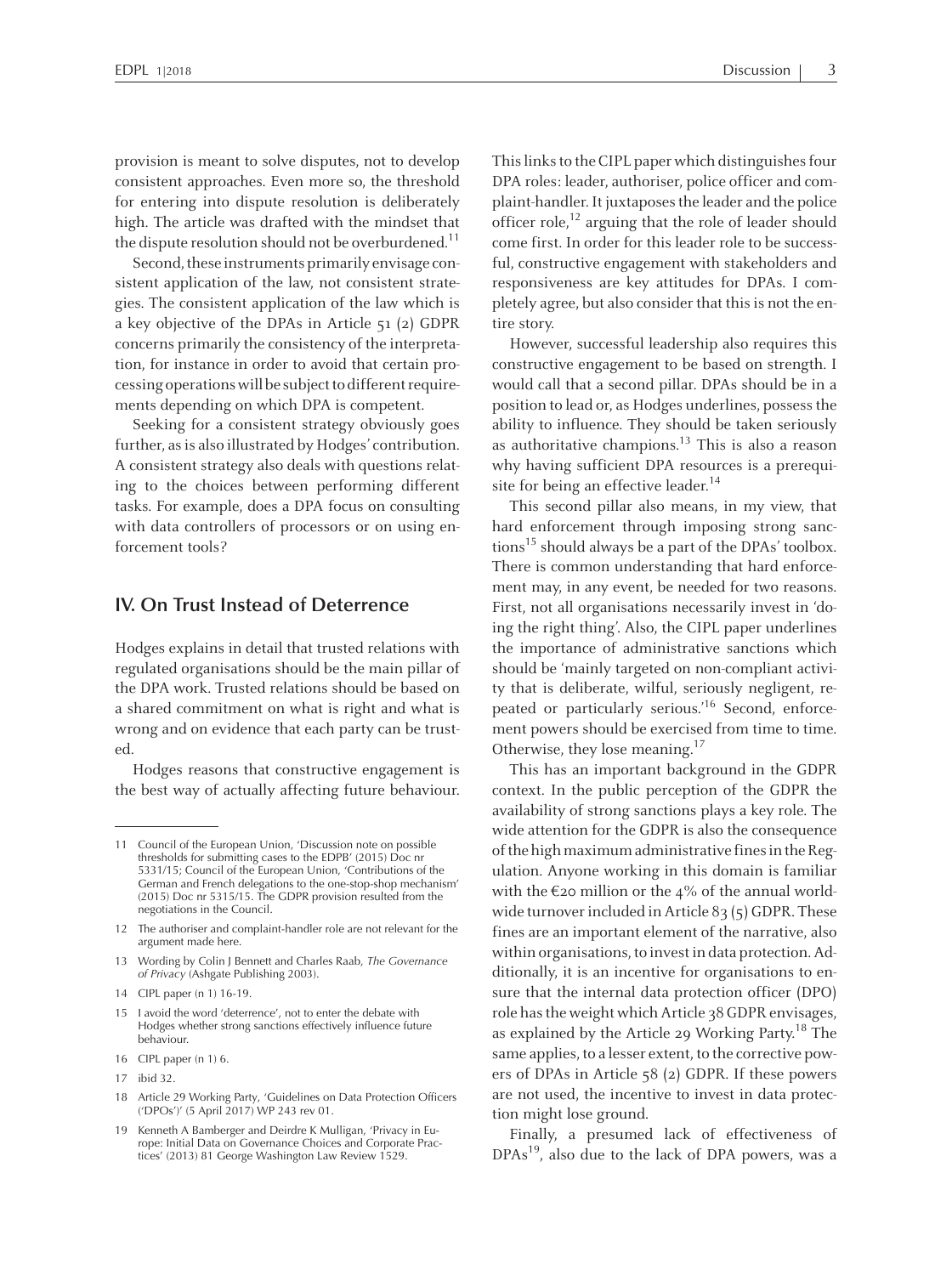provision is meant to solve disputes, not to develop consistent approaches. Even more so, the threshold for entering into dispute resolution is deliberately high. The article was drafted with the mindset that the dispute resolution should not be overburdened.[11]

Second, these instruments primarily envisage consistent application of the law, not consistent strategies. The consistent application of the law which is a key objective of the DPAs in Article 51 (2) GDPR concerns primarily the consistency of the interpretation, for instance in order to avoid that certain processing operations will be subject to different requirements depending on which DPA is competent.

Seeking for a consistent strategy obviously goes further, as is also illustrated by Hodges' contribution. A consistent strategy also deals with questions relating to the choices between performing different tasks. For example, does a DPA focus on consulting with data controllers of processors or on using enforcement tools?

## IV. On Trust Instead of Deterrence

Hodges explains in detail that trusted relations with regulated organisations should be the main pillar of the DPA work. Trusted relations should be based on a shared commitment on what is right and what is wrong and on evidence that each party can be trusted.

Hodges reasons that constructive engagement is the best way of actually affecting future behaviour. This links to the CIPL paper which distinguishes four DPA roles: leader, authoriser, police officer and complaint-handler. It juxtaposes the leader and the police officer role,[12] arguing that the role of leader should come first. In order for this leader role to be successful, constructive engagement with stakeholders and responsiveness are key attitudes for DPAs. I completely agree, but also consider that this is not the entire story.

However, successful leadership also requires this constructive engagement to be based on strength. I would call that a second pillar. DPAs should be in a position to lead or, as Hodges underlines, possess the ability to influence. They should be taken seriously as authoritative champions.[13] This is also a reason why having sufficient DPA resources is a prerequisite for being an effective leader.[14]

This second pillar also means, in my view, that hard enforcement through imposing strong sanctions[15] should always be a part of the DPAs' toolbox. There is common understanding that hard enforcement may, in any event, be needed for two reasons. First, not all organisations necessarily invest in 'doing the right thing'. Also, the CIPL paper underlines the importance of administrative sanctions which should be 'mainly targeted on non-compliant activity that is deliberate, wilful, seriously negligent, repeated or particularly serious.'[16] Second, enforcement powers should be exercised from time to time. Otherwise, they lose meaning.[17]

This has an important background in the GDPR context. In the public perception of the GDPR the availability of strong sanctions plays a key role. The wide attention for the GDPR is also the consequence of the high maximum administrative fines in the Regulation. Anyone working in this domain is familiar with the €20 million or the 4% of the annual worldwide turnover included in Article 83 (5) GDPR. These fines are an important element of the narrative, also within organisations, to invest in data protection. Additionally, it is an incentive for organisations to ensure that the internal data protection officer (DPO) role has the weight which Article 38 GDPR envisages, as explained by the Article 29 Working Party.[18] The same applies, to a lesser extent, to the corrective powers of DPAs in Article 58 (2) GDPR. If these powers are not used, the incentive to invest in data protection might lose ground.

Finally, a presumed lack of effectiveness of DPAs[19], also due to the lack of DPA powers, was a

---

11 Council of the European Union, 'Discussion note on possible thresholds for submitting cases to the EDPB' (2015) Doc nr 5331/15; Council of the European Union, 'Contributions of the German and French delegations to the one-stop-shop mechanism' (2015) Doc nr 5315/15. The GDPR provision resulted from the negotiations in the Council.

12 The authoriser and complaint-handler role are not relevant for the argument made here.

13 Wording by Colin J Bennett and Charles Raab, *The Governance of Privacy* (Ashgate Publishing 2003).

14 CIPL paper (n 1) 16-19.

15 I avoid the word 'deterrence', not to enter the debate with Hodges whether strong sanctions effectively influence future behaviour.

16 CIPL paper (n 1) 6.

17 ibid 32.

18 Article 29 Working Party, 'Guidelines on Data Protection Officers ('DPOs')' (5 April 2017) WP 243 rev 01.

19 Kenneth A Bamberger and Deirdre K Mulligan, 'Privacy in Europe: Initial Data on Governance Choices and Corporate Practices' (2013) 81 George Washington Law Review 1529.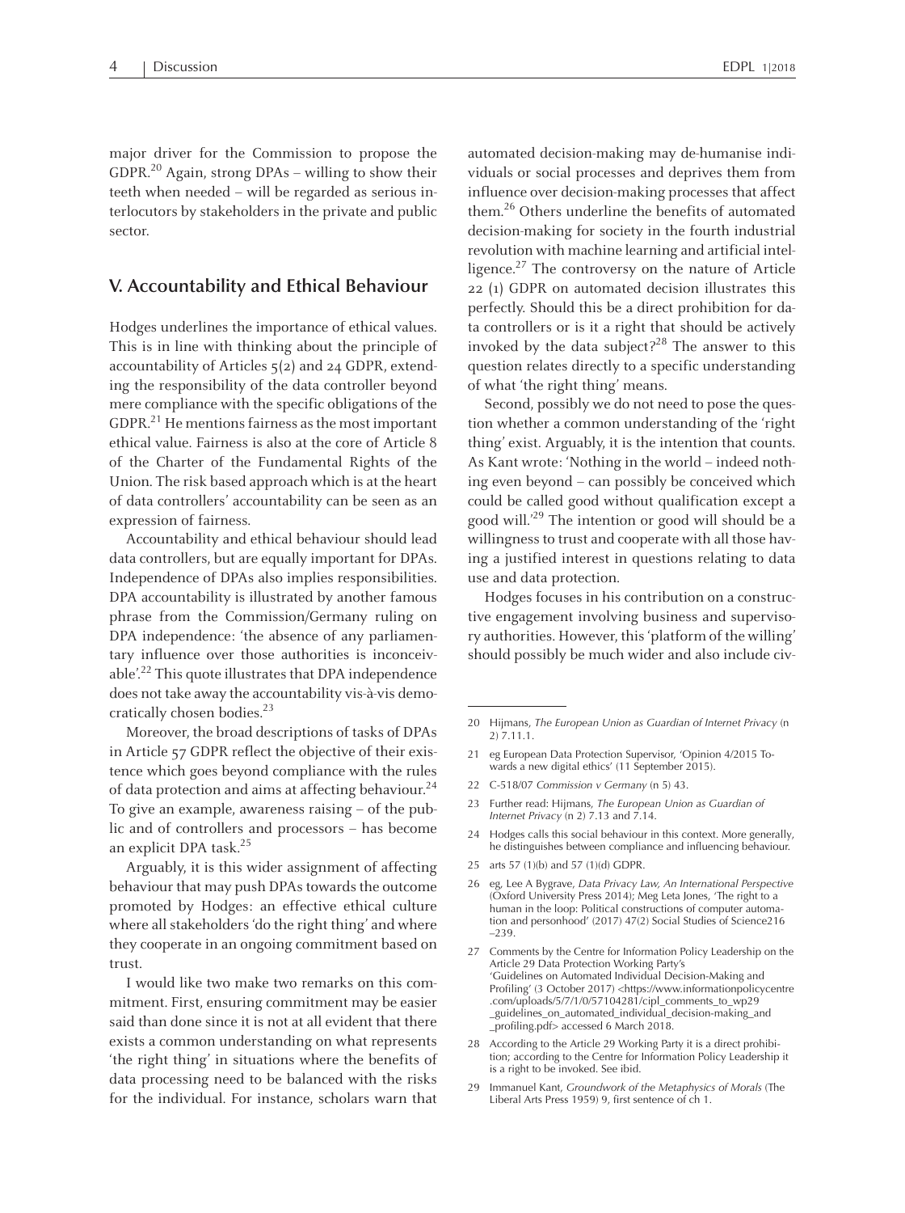major driver for the Commission to propose the GDPR.[20] Again, strong DPAs – willing to show their teeth when needed – will be regarded as serious interlocutors by stakeholders in the private and public sector.

## V. Accountability and Ethical Behaviour

Hodges underlines the importance of ethical values. This is in line with thinking about the principle of accountability of Articles 5(2) and 24 GDPR, extending the responsibility of the data controller beyond mere compliance with the specific obligations of the GDPR.[21] He mentions fairness as the most important ethical value. Fairness is also at the core of Article 8 of the Charter of the Fundamental Rights of the Union. The risk based approach which is at the heart of data controllers' accountability can be seen as an expression of fairness.

Accountability and ethical behaviour should lead data controllers, but are equally important for DPAs. Independence of DPAs also implies responsibilities. DPA accountability is illustrated by another famous phrase from the Commission/Germany ruling on DPA independence: 'the absence of any parliamentary influence over those authorities is inconceivable'.[22] This quote illustrates that DPA independence does not take away the accountability vis-à-vis democratically chosen bodies.[23]

Moreover, the broad descriptions of tasks of DPAs in Article 57 GDPR reflect the objective of their existence which goes beyond compliance with the rules of data protection and aims at affecting behaviour.[24] To give an example, awareness raising – of the public and of controllers and processors – has become an explicit DPA task.[25]

Arguably, it is this wider assignment of affecting behaviour that may push DPAs towards the outcome promoted by Hodges: an effective ethical culture where all stakeholders 'do the right thing' and where they cooperate in an ongoing commitment based on trust.

I would like two make two remarks on this commitment. First, ensuring commitment may be easier said than done since it is not at all evident that there exists a common understanding on what represents 'the right thing' in situations where the benefits of data processing need to be balanced with the risks for the individual. For instance, scholars warn that automated decision-making may de-humanise individuals or social processes and deprives them from influence over decision-making processes that affect them.[26] Others underline the benefits of automated decision-making for society in the fourth industrial revolution with machine learning and artificial intelligence.[27] The controversy on the nature of Article 22 (1) GDPR on automated decision illustrates this perfectly. Should this be a direct prohibition for data controllers or is it a right that should be actively invoked by the data subject?[28] The answer to this question relates directly to a specific understanding of what 'the right thing' means.

Second, possibly we do not need to pose the question whether a common understanding of the 'right thing' exist. Arguably, it is the intention that counts. As Kant wrote: 'Nothing in the world – indeed nothing even beyond – can possibly be conceived which could be called good without qualification except a good will.'[29] The intention or good will should be a willingness to trust and cooperate with all those having a justified interest in questions relating to data use and data protection.

Hodges focuses in his contribution on a constructive engagement involving business and supervisory authorities. However, this 'platform of the willing' should possibly be much wider and also include civ-

---

20 Hijmans, *The European Union as Guardian of Internet Privacy* (n 2) 7.11.1.

21 eg European Data Protection Supervisor, 'Opinion 4/2015 Towards a new digital ethics' (11 September 2015).

22 C-518/07 *Commission v Germany* (n 5) 43.

23 Further read: Hijmans, *The European Union as Guardian of Internet Privacy* (n 2) 7.13 and 7.14.

24 Hodges calls this social behaviour in this context. More generally, he distinguishes between compliance and influencing behaviour.

25 arts 57 (1)(b) and 57 (1)(d) GDPR.

26 eg, Lee A Bygrave, *Data Privacy Law, An International Perspective* (Oxford University Press 2014); Meg Leta Jones, 'The right to a human in the loop: Political constructions of computer automation and personhood' (2017) 47(2) Social Studies of Science216–239.

27 Comments by the Centre for Information Policy Leadership on the Article 29 Data Protection Working Party's 'Guidelines on Automated Individual Decision-Making and Profiling' (3 October 2017) <https://www.informationpolicycentre.com/uploads/5/7/1/0/57104281/cipl_comments_to_wp29_guidelines_on_automated_individual_decision-making_and_profiling.pdf> accessed 6 March 2018.

28 According to the Article 29 Working Party it is a direct prohibition; according to the Centre for Information Policy Leadership it is a right to be invoked. See ibid.

29 Immanuel Kant, *Groundwork of the Metaphysics of Morals* (The Liberal Arts Press 1959) 9, first sentence of ch 1.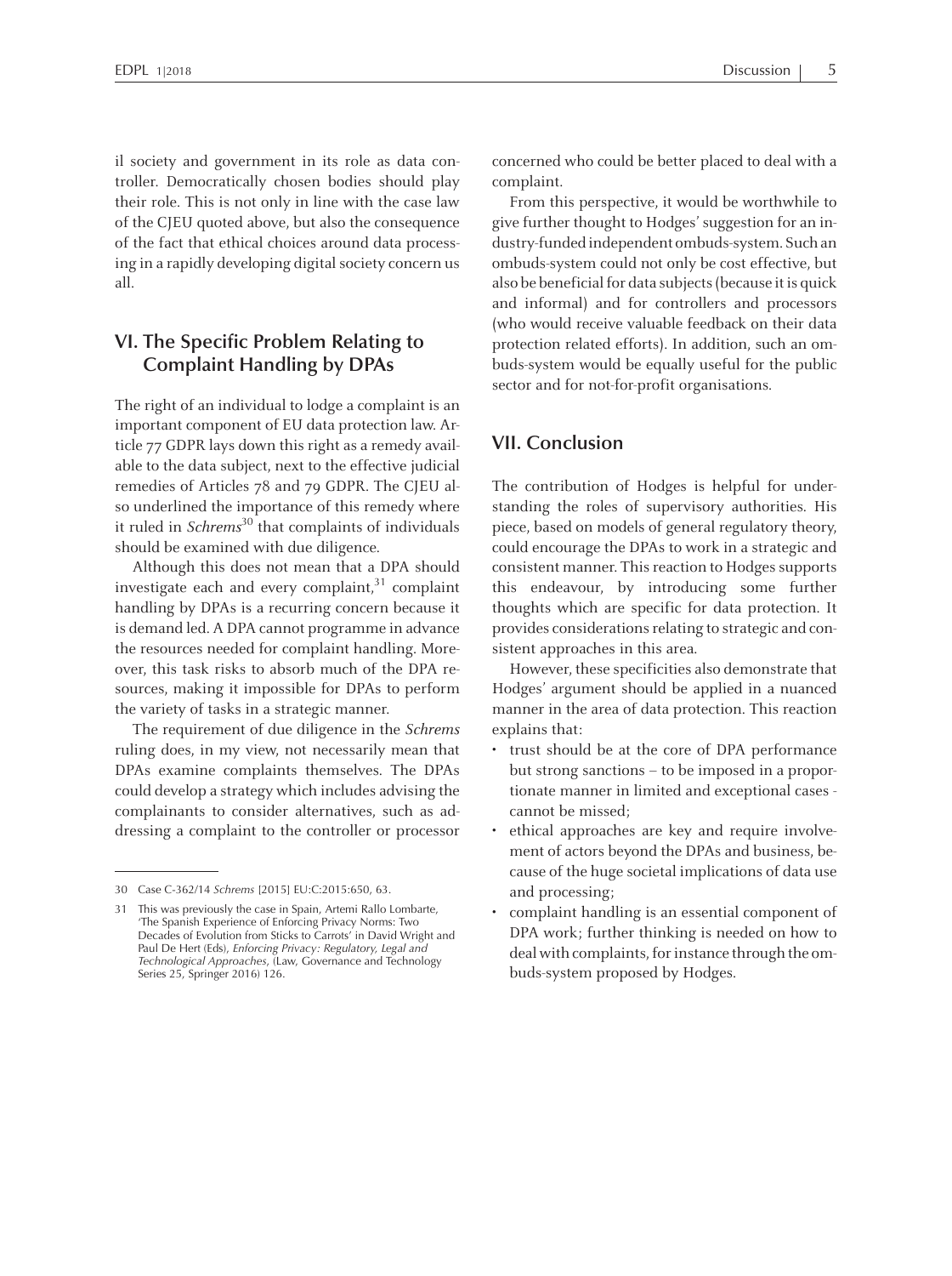il society and government in its role as data controller. Democratically chosen bodies should play their role. This is not only in line with the case law of the CJEU quoted above, but also the consequence of the fact that ethical choices around data processing in a rapidly developing digital society concern us all.

## VI. The Specific Problem Relating to Complaint Handling by DPAs

The right of an individual to lodge a complaint is an important component of EU data protection law. Article 77 GDPR lays down this right as a remedy available to the data subject, next to the effective judicial remedies of Articles 78 and 79 GDPR. The CJEU also underlined the importance of this remedy where it ruled in *Schrems*[30] that complaints of individuals should be examined with due diligence.

Although this does not mean that a DPA should investigate each and every complaint,[31] complaint handling by DPAs is a recurring concern because it is demand led. A DPA cannot programme in advance the resources needed for complaint handling. Moreover, this task risks to absorb much of the DPA resources, making it impossible for DPAs to perform the variety of tasks in a strategic manner.

The requirement of due diligence in the *Schrems* ruling does, in my view, not necessarily mean that DPAs examine complaints themselves. The DPAs could develop a strategy which includes advising the complainants to consider alternatives, such as addressing a complaint to the controller or processor concerned who could be better placed to deal with a complaint.

From this perspective, it would be worthwhile to give further thought to Hodges' suggestion for an industry-funded independent ombuds-system. Such an ombuds-system could not only be cost effective, but also be beneficial for data subjects (because it is quick and informal) and for controllers and processors (who would receive valuable feedback on their data protection related efforts). In addition, such an ombuds-system would be equally useful for the public sector and for not-for-profit organisations.

## VII. Conclusion

The contribution of Hodges is helpful for understanding the roles of supervisory authorities. His piece, based on models of general regulatory theory, could encourage the DPAs to work in a strategic and consistent manner. This reaction to Hodges supports this endeavour, by introducing some further thoughts which are specific for data protection. It provides considerations relating to strategic and consistent approaches in this area.

However, these specificities also demonstrate that Hodges' argument should be applied in a nuanced manner in the area of data protection. This reaction explains that:

- trust should be at the core of DPA performance but strong sanctions – to be imposed in a proportionate manner in limited and exceptional cases - cannot be missed;
- ethical approaches are key and require involvement of actors beyond the DPAs and business, because of the huge societal implications of data use and processing;
- complaint handling is an essential component of DPA work; further thinking is needed on how to deal with complaints, for instance through the ombuds-system proposed by Hodges.

---

30 Case C-362/14 *Schrems* [2015] EU:C:2015:650, 63.

31 This was previously the case in Spain, Artemi Rallo Lombarte, 'The Spanish Experience of Enforcing Privacy Norms: Two Decades of Evolution from Sticks to Carrots' in David Wright and Paul De Hert (Eds), *Enforcing Privacy: Regulatory, Legal and Technological Approaches*, (Law, Governance and Technology Series 25, Springer 2016) 126.